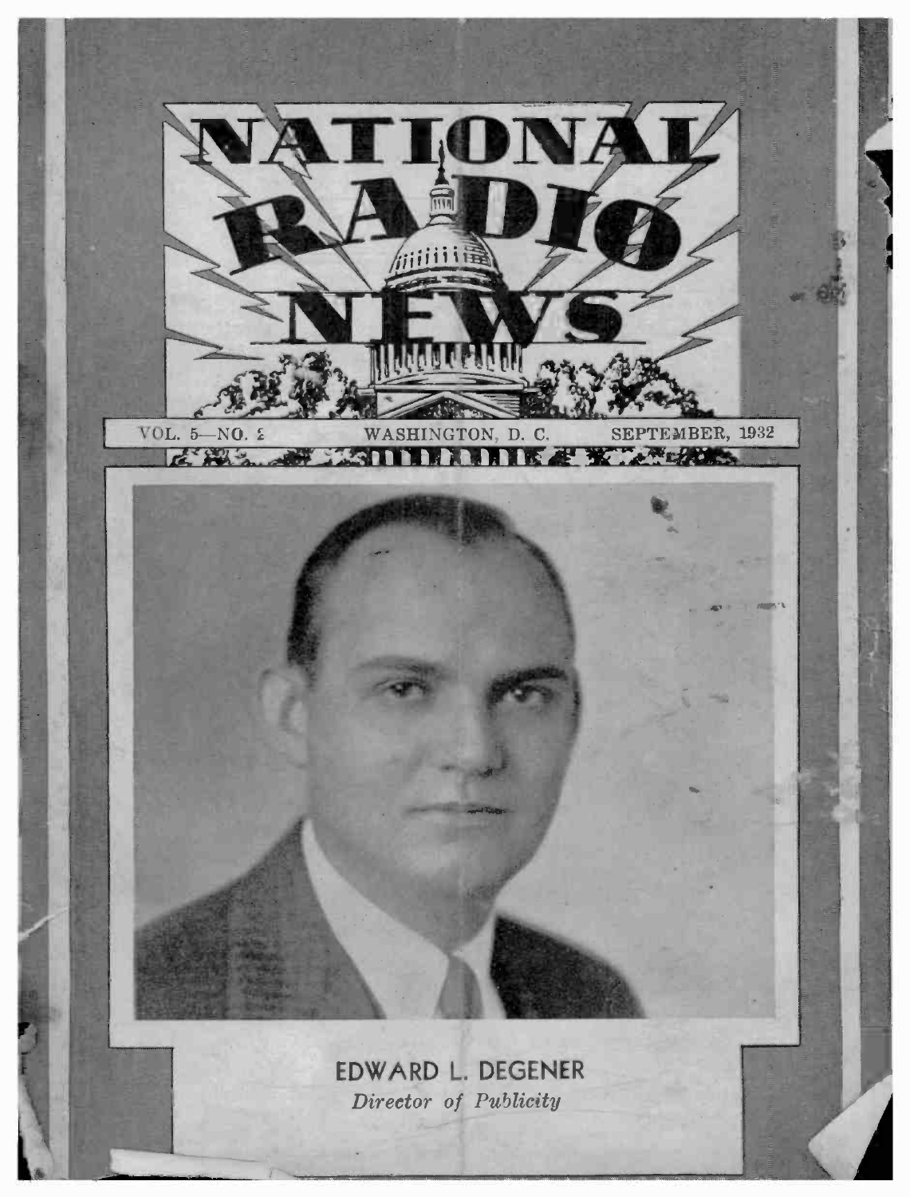# NATIONAL RADIO NEWS

VOL. 5—NO. 2 WASHINGTON, D. C. SEPTEMBER, 1932

EDWARD L. DEGENER

*Director of Publicity*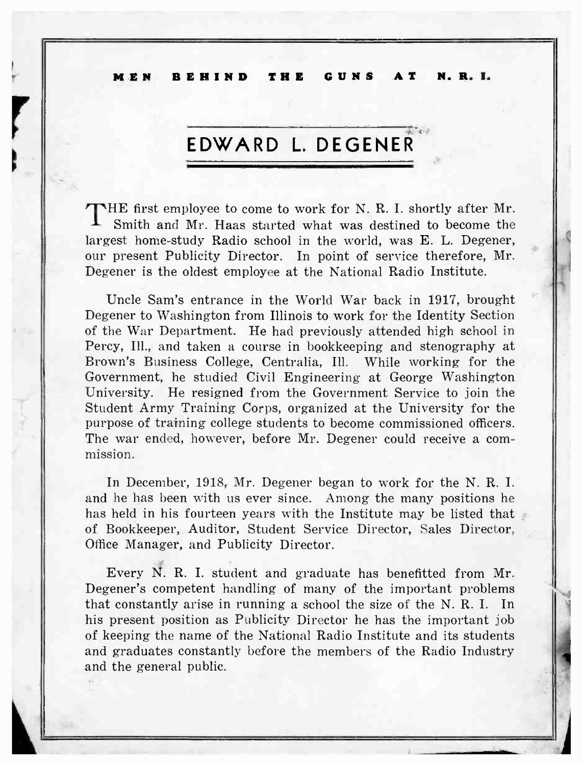MEN BEHIND THE GUNS AT N. R. I.

# EDWARD L. DEGENER

THE first employee to come to work for N. R. I. shortly after Mr. Smith and Mr. Haas started what was destined to become the largest home-study Radio school in the world, was E. L. Degener, our present Publicity Director. In point of service therefore, Mr. Degener is the oldest employee at the National Radio Institute.

Uncle Sam's entrance in the World War back in 1917, brought Degener to Washington from Illinois to work for the Identity Section of the War Department. He had previously attended high school in Percy, Ill., and taken a course in bookkeeping and stenography at Brown's Business College, Centralia, Ill. While working for the Government, he studied Civil Engineering at George Washington University. He resigned from the Government Service to join the Student Army Training Corps, organized at the University for the purpose of training college students to become commissioned officers. The war ended, however, before Mr. Degener could receive a commission.

In December, 1918, Mr. Degener began to work for the N. R. I. and he has been with us ever since. Among the many positions he has held in his fourteen years with the Institute may be listed that of Bookkeeper, Auditor, Student Service Director, Sales Director, Office Manager, and Publicity Director.

Every N. R. I. student and graduate has benefitted from Mr. Degener's competent handling of many of the important problems that constantly arise in running a school the size of the N. R. I. In his present position as Publicity Director he has the important job of keeping the name of the National Radio Institute and its students and graduates constantly before the members of the Radio Industry and the general public.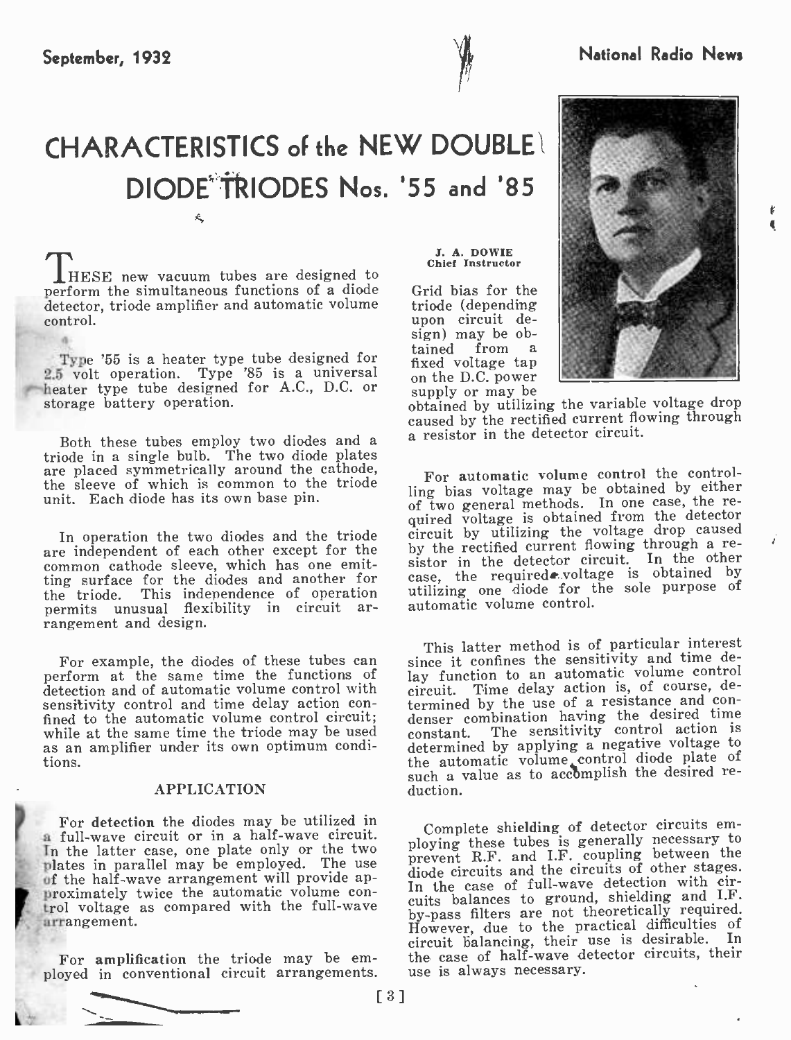# CHARACTERISTICS of the NEW DOUBLE DIODE TRIODES Nos. '55 and '85

J. A. DOWIE
Chief Instructor

THESE new vacuum tubes are designed to perform the simultaneous functions of a diode detector, triode amplifier and automatic volume control.

Type '55 is a heater type tube designed for 2.5 volt operation. Type '85 is a universal heater type tube designed for A.C., D.C. or storage battery operation.

Both these tubes employ two diodes and a triode in a single bulb. The two diode plates are placed symmetrically around the cathode, the sleeve of which is common to the triode unit. Each diode has its own base pin.

In operation the two diodes and the triode are independent of each other except for the common cathode sleeve, which has one emitting surface for the diodes and another for the triode. This independence of operation permits unusual flexibility in circuit arrangement and design.

For example, the diodes of these tubes can perform at the same time the functions of detection and of automatic volume control with sensitivity control and time delay action confined to the automatic volume control circuit; while at the same time the triode may be used as an amplifier under its own optimum conditions.

## APPLICATION

For **detection** the diodes may be utilized in a full-wave circuit or in a half-wave circuit. In the latter case, one plate only or the two plates in parallel may be employed. The use of the half-wave arrangement will provide approximately twice the automatic volume control voltage as compared with the full-wave arrangement.

For **amplification** the triode may be employed in conventional circuit arrangements. Grid bias for the triode (depending upon circuit design) may be obtained from a fixed voltage tap on the D.C. power supply or may be obtained by utilizing the variable voltage drop caused by the rectified current flowing through a resistor in the detector circuit.

For **automatic volume control** the controlling bias voltage may be obtained by either of two general methods. In one case, the required voltage is obtained from the detector circuit by utilizing the voltage drop caused by the rectified current flowing through a resistor in the detector circuit. In the other case, the required voltage is obtained by utilizing one diode for the sole purpose of automatic volume control.

This latter method is of particular interest since it confines the sensitivity and time delay function to an automatic volume control circuit. Time delay action is, of course, determined by the use of a resistance and condenser combination having the desired time constant. The sensitivity control action is determined by applying a negative voltage to the automatic volume control diode plate of such a value as to accomplish the desired reduction.

Complete **shielding** of detector circuits employing these tubes is generally necessary to prevent R.F. and I.F. coupling between the diode circuits and the circuits of other stages. In the case of full-wave detection with circuits balances to ground, shielding and I.F. by-pass filters are not theoretically required. However, due to the practical difficulties of circuit balancing, their use is desirable. In the case of half-wave detector circuits, their use is always necessary.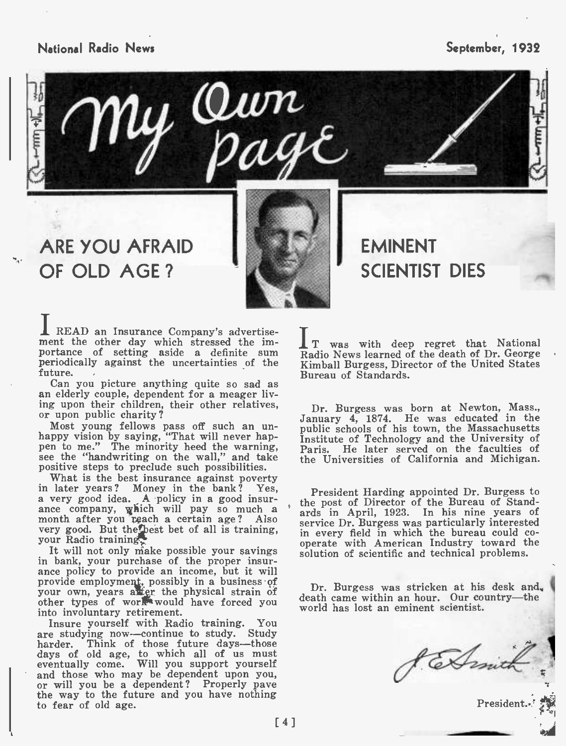# My Own Page

## ARE YOU AFRAID OF OLD AGE?

I READ an Insurance Company's advertisement the other day which stressed the importance of setting aside a definite sum periodically against the uncertainties of the future.

Can you picture anything quite so sad as an elderly couple, dependent for a meager living upon their children, their other relatives, or upon public charity?

Most young fellows pass off such an unhappy vision by saying, "That will never happen to me." The minority heed the warning, see the "handwriting on the wall," and take positive steps to preclude such possibilities.

What is the best insurance against poverty in later years? Money in the bank? Yes, a very good idea. A policy in a good insurance company, which will pay so much a month after you reach a certain age? Also very good. But the best bet of all is training, your Radio training.

It will not only make possible your savings in bank, your purchase of the proper insurance policy to provide an income, but it will provide employment, possibly in a business of your own, years after the physical strain of other types of work would have forced you into involuntary retirement.

Insure yourself with Radio training. You are studying now—continue to study. Study harder. Think of those future days—those days of old age, to which all of us must eventually come. Will you support yourself and those who may be dependent upon you, or will you be a dependent? Properly pave the way to the future and you have nothing to fear of old age.

## EMINENT SCIENTIST DIES

IT was with deep regret that National Radio News learned of the death of Dr. George Kimball Burgess, Director of the United States Bureau of Standards.

Dr. Burgess was born at Newton, Mass., January 4, 1874. He was educated in the public schools of his town, the Massachusetts Institute of Technology and the University of Paris. He later served on the faculties of the Universities of California and Michigan.

President Harding appointed Dr. Burgess to the post of Director of the Bureau of Standards in April, 1923. In his nine years of service Dr. Burgess was particularly interested in every field in which the bureau could cooperate with American Industry toward the solution of scientific and technical problems.

Dr. Burgess was stricken at his desk and death came within an hour. Our country—the world has lost an eminent scientist.

J. E. Smith

President.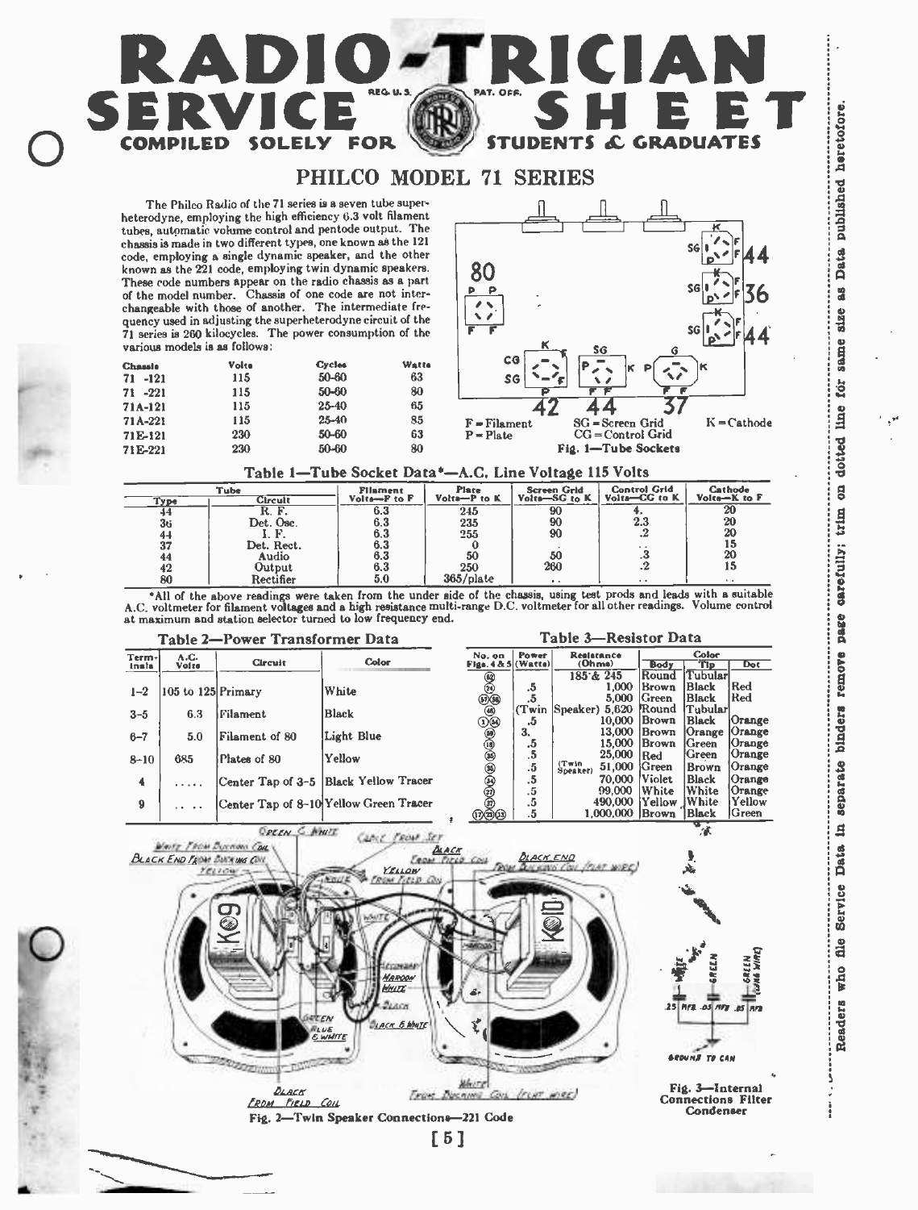# RADIO-TRICIAN SERVICE SHEET

COMPILED SOLELY FOR STUDENTS & GRADUATES

## PHILCO MODEL 71 SERIES

The Philco Radio of the 71 series is a seven tube superheterodyne, employing the high efficiency 6.3 volt filament tubes, automatic volume control and pentode output. The chassis is made in two different types, one known as the 121 code, employing a single dynamic speaker, and the other known as the 221 code, employing twin dynamic speakers. These code numbers appear on the radio chassis as a part of the model number. Chassis of one code are not interchangeable with those of another. The intermediate frequency used in adjusting the superheterodyne circuit of the 71 series is 260 kilocycles. The power consumption of the various models is as follows:

| Chassis | Volts | Cycles | Watts |
|---|---|---|---|
| 71 -121 | 115 | 50-60 | 63 |
| 71 -221 | 115 | 50-60 | 80 |
| 71A-121 | 115 | 25-40 | 65 |
| 71A-221 | 115 | 25-40 | 85 |
| 71E-121 | 230 | 50-60 | 63 |
| 71E-221 | 230 | 50-60 | 80 |

F = Filament　SG = Screen Grid　K = Cathode
P = Plate　CG = Control Grid

Fig. 1—Tube Sockets

### Table 1—Tube Socket Data*—A.C. Line Voltage 115 Volts

| Tube Type | Tube Circuit | Filament Volts—F to F | Plate Volts—P to K | Screen Grid Volts—SG to K | Control Grid Volts—CG to K | Cathode Volts—K to F |
|---|---|---|---|---|---|---|
| 44 | R. F. | 6.3 | 245 | 90 | 4. | 20 |
| 36 | Det. Osc. | 6.3 | 235 | 90 | 2.3 | 20 |
| 44 | I. F. | 6.3 | 255 | 90 | .2 | 20 |
| 37 | Det. Rect. | 6.3 | 0 | | .. | 15 |
| 44 | Audio | 6.3 | 50 | 50 | .3 | 20 |
| 42 | Output | 6.3 | 250 | 260 | .2 | 15 |
| 80 | Rectifier | 5.0 | 365/plate | .. | .. | .. |

*All of the above readings were taken from the under side of the chassis, using test prods and leads with a suitable A.C. voltmeter for filament voltages and a high resistance multi-range D.C. voltmeter for all other readings. Volume control at maximum and station selector turned to low frequency end.

### Table 2—Power Transformer Data

| Terminals | A.C. Volts | Circuit | Color |
|---|---|---|---|
| 1–2 | 105 to 125 | Primary | White |
| 3–5 | 6.3 | Filament | Black |
| 6–7 | 5.0 | Filament of 80 | Light Blue |
| 8–10 | 685 | Plates of 80 | Yellow |
| 4 | ..... | Center Tap of 3-5 | Black Yellow Tracer |
| 9 | .... | Center Tap of 8-10 | Yellow Green Tracer |

### Table 3—Resistor Data

| No. on Figs. 4 & 5 | Power (Watts) | Resistance (Ohms) | Color Body | Color Tip | Color Dot |
|---|---|---|---|---|---|
| (62) | | 185 & 245 | Round | Tubular | |
| (21) | .5 | 1,000 | Brown | Black | Red |
| (37)(38) | .5 | 5,000 | Green | Black | Red |
| (46) | (Twin Speaker) | 5,620 | Round | Tubular | |
| (1)(34) | .5 | 10,000 | Brown | Black | Orange |
| (59) | 3. | 13,000 | Brown | Orange | Orange |
| (18) | .5 | 15,000 | Brown | Green | Orange |
| (35) | .5 | 25,000 | Red | Green | Orange |
| (36) | .5 | (Twin Speaker) 51,000 | Green | Brown | Orange |
| (34) | .5 | 70,000 | Violet | Black | Orange |
| (27) | .5 | 99,000 | White | White | Orange |
| (37) | .5 | 490,000 | Yellow | White | Yellow |
| (17)(23)(33) | .5 | 1,000,000 | Brown | Black | Green |

Green & White　Cable From Set　White From Bucking Coil　Black End From Bucking Coil　Yellow　Black From Field Coil　Yellow From Field Coil　Black End From Bucking Coil (Flat Wire)　White　Secondary　Maroon　White　Black　Green　Blue & White　Black & White　Black From Field Coil　White From Bucking Coil (Flat Wire)

Fig. 2—Twin Speaker Connections—221 Code

White　Green　Green (Long Wire)　.25 MFD　.05 MFD　.05 MFD　Ground to Can

Fig. 3—Internal Connections Filter Condenser

Readers who file Service Data in separate binders remove page carefully; trim on dotted line for same size as Data published heretofore.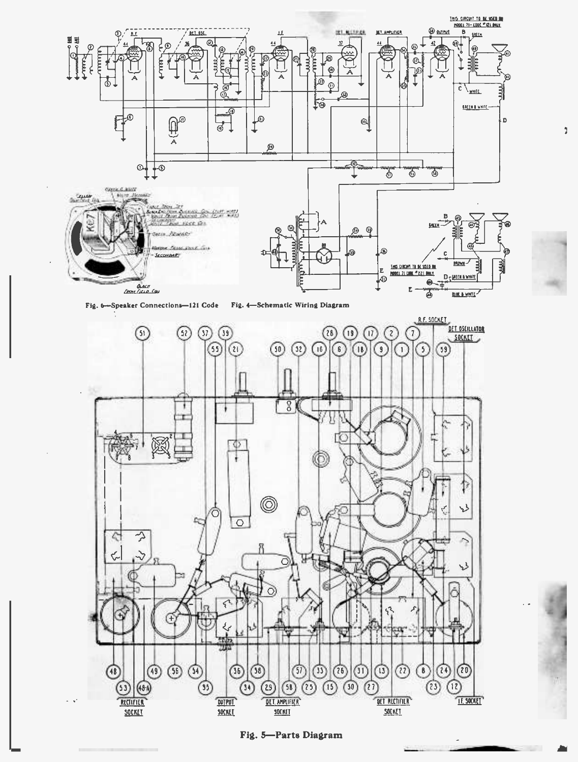Fig. 6—Speaker Connections—121 Code Fig. 4—Schematic Wiring Diagram

Fig. 5—Parts Diagram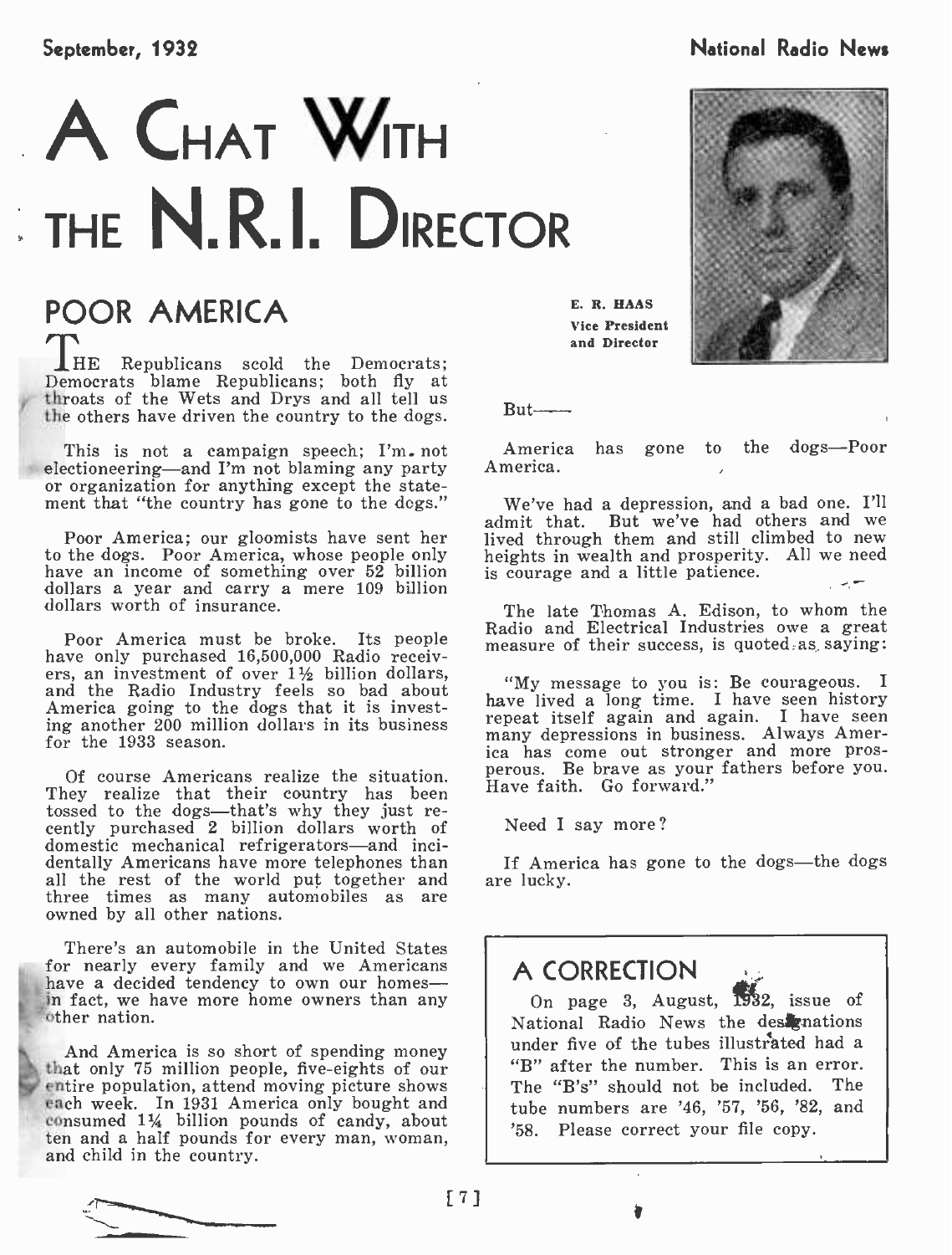# A CHAT WITH THE N.R.I. DIRECTOR

E. R. HAAS
Vice President and Director

## POOR AMERICA

THE Republicans scold the Democrats; Democrats blame Republicans; both fly at throats of the Wets and Drys and all tell us the others have driven the country to the dogs.

This is not a campaign speech; I'm not electioneering—and I'm not blaming any party or organization for anything except the statement that "the country has gone to the dogs."

Poor America; our gloomists have sent her to the dogs. Poor America, whose people only have an income of something over 52 billion dollars a year and carry a mere 109 billion dollars worth of insurance.

Poor America must be broke. Its people have only purchased 16,500,000 Radio receivers, an investment of over 1½ billion dollars, and the Radio Industry feels so bad about America going to the dogs that it is investing another 200 million dollars in its business for the 1933 season.

Of course Americans realize the situation. They realize that their country has been tossed to the dogs—that's why they just recently purchased 2 billion dollars worth of domestic mechanical refrigerators—and incidentally Americans have more telephones than all the rest of the world put together and three times as many automobiles as are owned by all other nations.

There's an automobile in the United States for nearly every family and we Americans have a decided tendency to own our homes—in fact, we have more home owners than any other nation.

And America is so short of spending money that only 75 million people, five-eights of our entire population, attend moving picture shows each week. In 1931 America only bought and consumed 1¼ billion pounds of candy, about ten and a half pounds for every man, woman, and child in the country.

But——

America has gone to the dogs—Poor America.

We've had a depression, and a bad one. I'll admit that. But we've had others and we lived through them and still climbed to new heights in wealth and prosperity. All we need is courage and a little patience.

The late Thomas A. Edison, to whom the Radio and Electrical Industries owe a great measure of their success, is quoted as saying:

"My message to you is: Be courageous. I have lived a long time. I have seen history repeat itself again and again. I have seen many depressions in business. Always America has come out stronger and more prosperous. Be brave as your fathers before you. Have faith. Go forward."

Need I say more?

If America has gone to the dogs—the dogs are lucky.

## A CORRECTION

On page 3, August, 1932, issue of National Radio News the designations under five of the tubes illustrated had a "B" after the number. This is an error. The "B's" should not be included. The tube numbers are '46, '57, '56, '82, and '58. Please correct your file copy.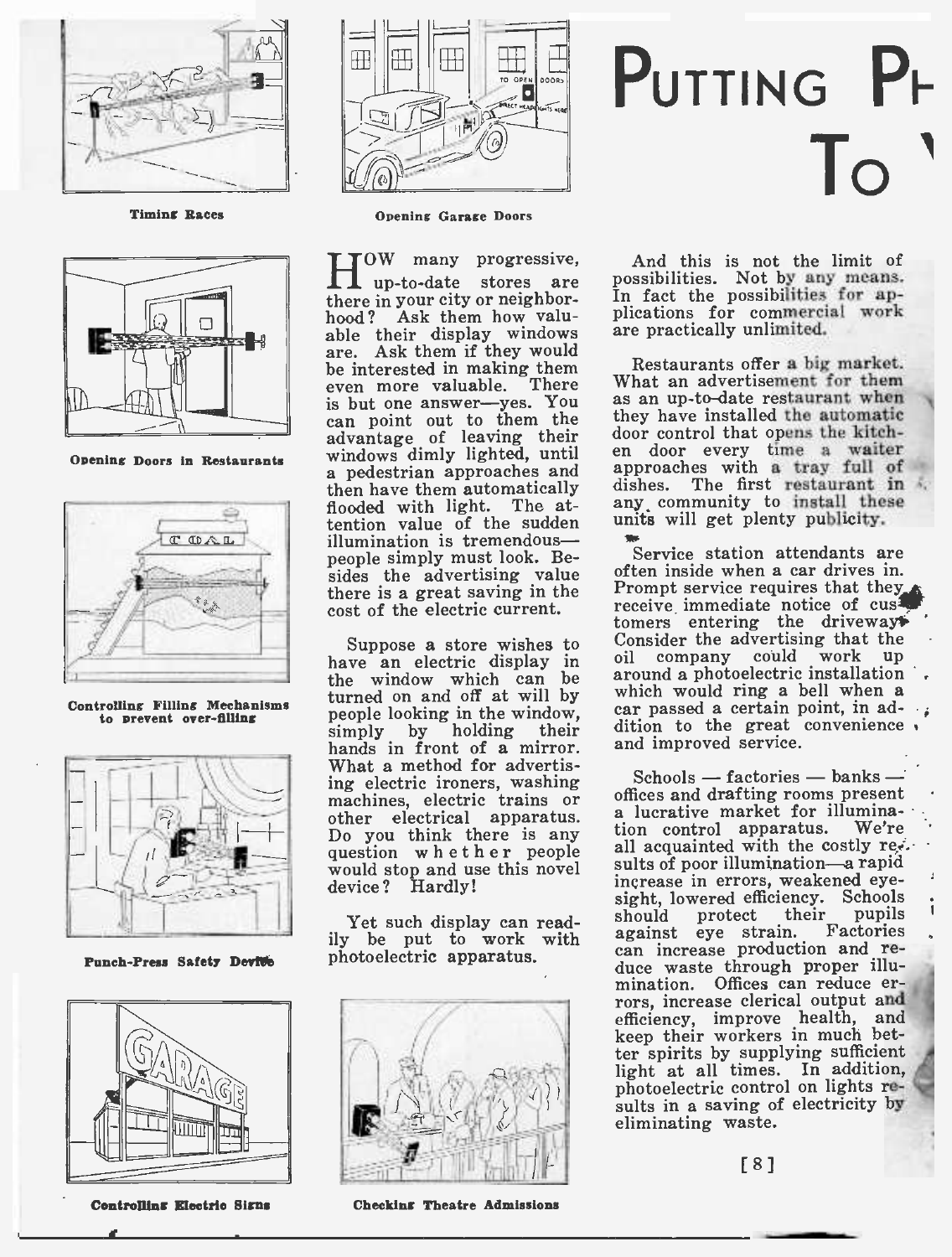# PUTTING PH... TO ...

Timing Races

Opening Garage Doors

Opening Doors in Restaurants

Controlling Filling Mechanisms to prevent over-filling

Punch-Press Safety Device

Controlling Electric Signs

Checking Theatre Admissions

HOW many progressive, up-to-date stores are there in your city or neighborhood? Ask them how valuable their display windows are. Ask them if they would be interested in making them even more valuable. There is but one answer—yes. You can point out to them the advantage of leaving their windows dimly lighted, until a pedestrian approaches and then have them automatically flooded with light. The attention value of the sudden illumination is tremendous—people simply must look. Besides the advertising value there is a great saving in the cost of the electric current.

Suppose a store wishes to have an electric display in the window which can be turned on and off at will by people looking in the window, simply by holding their hands in front of a mirror. What a method for advertising electric ironers, washing machines, electric trains or other electrical apparatus. Do you think there is any question whether people would stop and use this novel device? Hardly!

Yet such display can readily be put to work with photoelectric apparatus.

And this is not the limit of possibilities. Not by any means. In fact the possibilities for applications for commercial work are practically unlimited.

Restaurants offer a big market. What an advertisement for them as an up-to-date restaurant when they have installed the automatic door control that opens the kitchen door every time a waiter approaches with a tray full of dishes. The first restaurant in any community to install these units will get plenty publicity.

Service station attendants are often inside when a car drives in. Prompt service requires that they receive immediate notice of customers entering the driveway. Consider the advertising that the oil company could work up around a photoelectric installation which would ring a bell when a car passed a certain point, in addition to the great convenience and improved service.

Schools — factories — banks — offices and drafting rooms present a lucrative market for illumination control apparatus. We're all acquainted with the costly results of poor illumination—a rapid increase in errors, weakened eyesight, lowered efficiency. Schools should protect their pupils against eye strain. Factories can increase production and reduce waste through proper illumination. Offices can reduce errors, increase clerical output and efficiency, improve health, and keep their workers in much better spirits by supplying sufficient light at all times. In addition, photoelectric control on lights results in a saving of electricity by eliminating waste.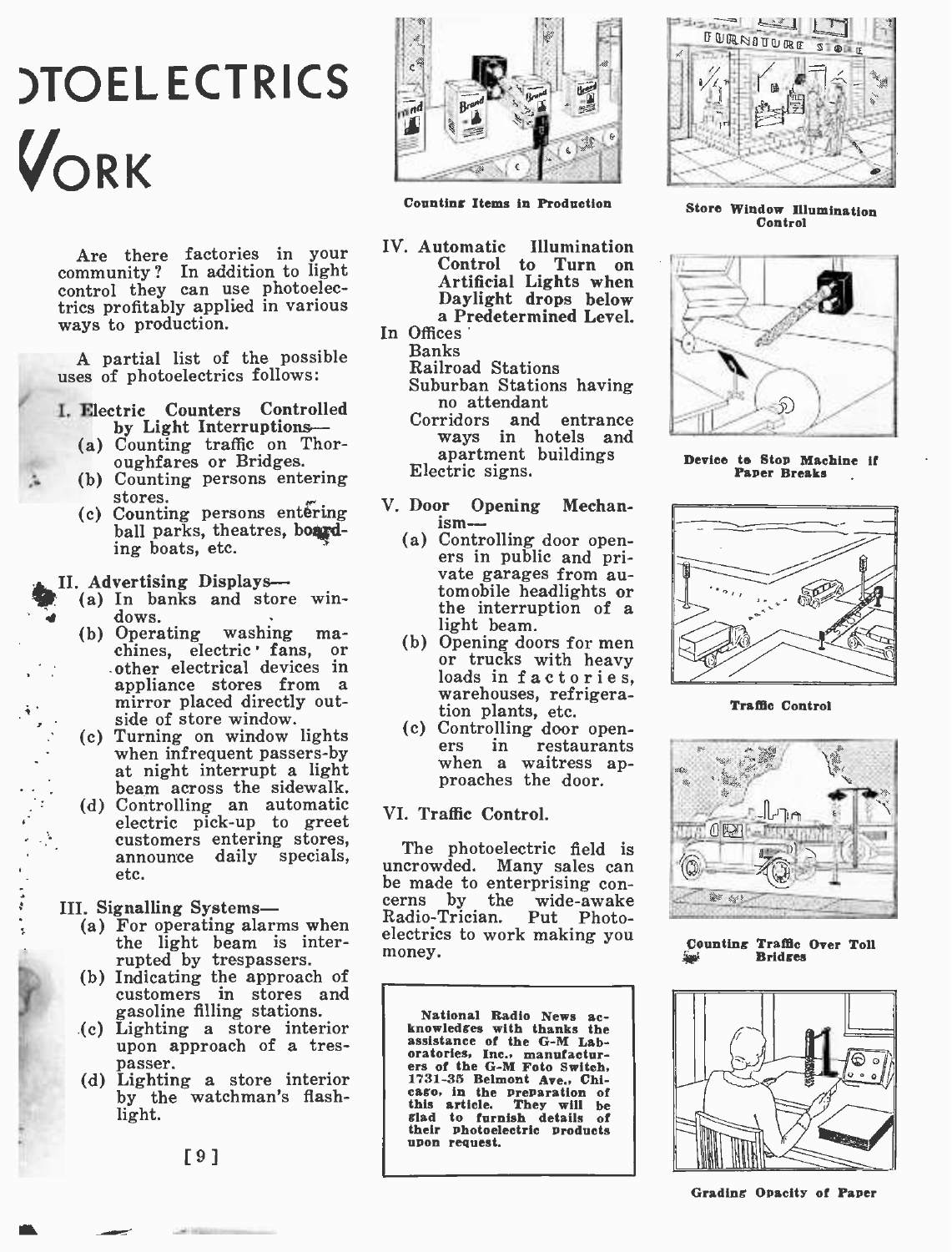# )TOELECTRICS VORK

Are there factories in your community? In addition to light control they can use photoelectrics profitably applied in various ways to production.

A partial list of the possible uses of photoelectrics follows:

**I. Electric Counters Controlled by Light Interruptions—**

- (a) Counting traffic on Thoroughfares or Bridges.
- (b) Counting persons entering stores.
- (c) Counting persons entering ball parks, theatres, boarding boats, etc.

**II. Advertising Displays—**

- (a) In banks and store windows.
- (b) Operating washing machines, electric fans, or other electrical devices in appliance stores from a mirror placed directly outside of store window.
- (c) Turning on window lights when infrequent passers-by at night interrupt a light beam across the sidewalk.
- (d) Controlling an automatic electric pick-up to greet customers entering stores, announce daily specials, etc.

**III. Signalling Systems—**

- (a) For operating alarms when the light beam is interrupted by trespassers.
- (b) Indicating the approach of customers in stores and gasoline filling stations.
- (c) Lighting a store interior upon approach of a trespasser.
- (d) Lighting a store interior by the watchman's flashlight.

**IV. Automatic Illumination Control to Turn on Artificial Lights when Daylight drops below a Predetermined Level.**

In Offices
- Banks
- Railroad Stations
- Suburban Stations having no attendant
- Corridors and entrance ways in hotels and apartment buildings
- Electric signs.

**V. Door Opening Mechanism—**

- (a) Controlling door openers in public and private garages from automobile headlights or the interruption of a light beam.
- (b) Opening doors for men or trucks with heavy loads in factories, warehouses, refrigeration plants, etc.
- (c) Controlling door openers in restaurants when a waitress approaches the door.

**VI. Traffic Control.**

The photoelectric field is uncrowded. Many sales can be made to enterprising concerns by the wide-awake Radio-Trician. Put Photoelectrics to work making you money.

> **National Radio News acknowledges with thanks the assistance of the G-M Laboratories, Inc., manufacturers of the G-M Foto Switch, 1731-35 Belmont Ave., Chicago, in the preparation of this article. They will be glad to furnish details of their photoelectric products upon request.**

**Counting Items in Production**

**Store Window Illumination Control**

**Device to Stop Machine if Paper Breaks**

**Traffic Control**

**Counting Traffic Over Toll Bridges**

**Grading Opacity of Paper**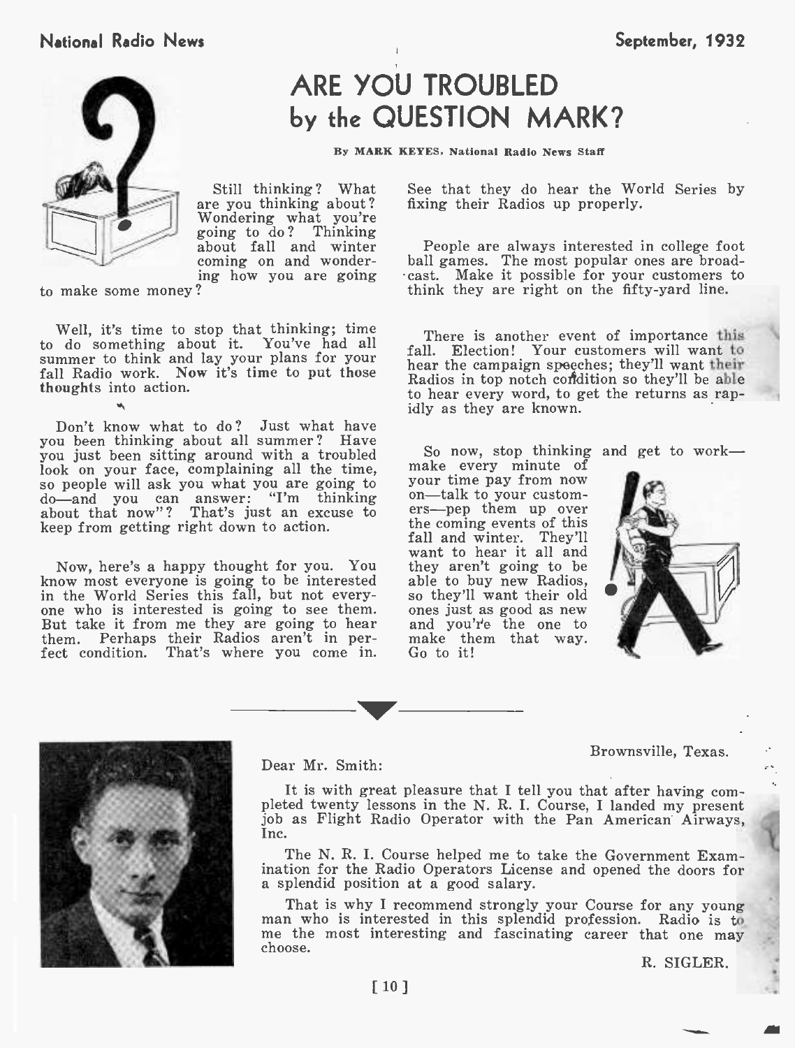# ARE YOU TROUBLED by the QUESTION MARK?

**By MARK KEYES, National Radio News Staff**

Still thinking? What are you thinking about? Wondering what you're going to do? Thinking about fall and winter coming on and wondering how you are going to make some money?

Well, it's time to stop that thinking; time to do something about it. You've had all summer to think and lay your plans for your fall Radio work. Now it's time to put those thoughts into action.

Don't know what to do? Just what have you been thinking about all summer? Have you just been sitting around with a troubled look on your face, complaining all the time, so people will ask you what you are going to do—and you can answer: "I'm thinking about that now"? That's just an excuse to keep from getting right down to action.

Now, here's a happy thought for you. You know most everyone is going to be interested in the World Series this fall, but not everyone who is interested is going to see them. But take it from me they are going to hear them. Perhaps their Radios aren't in perfect condition. That's where you come in. See that they do hear the World Series by fixing their Radios up properly.

People are always interested in college foot ball games. The most popular ones are broadcast. Make it possible for your customers to think they are right on the fifty-yard line.

There is another event of importance this fall. Election! Your customers will want to hear the campaign speeches; they'll want their Radios in top notch condition so they'll be able to hear every word, to get the returns as rapidly as they are known.

So now, stop thinking and get to work—make every minute of your time pay from now on—talk to your customers—pep them up over the coming events of this fall and winter. They'll want to hear it all and they aren't going to be able to buy new Radios, so they'll want their old ones just as good as new and you're the one to make them that way. Go to it!

---

Brownsville, Texas.

Dear Mr. Smith:

It is with great pleasure that I tell you that after having completed twenty lessons in the N. R. I. Course, I landed my present job as Flight Radio Operator with the Pan American Airways, Inc.

The N. R. I. Course helped me to take the Government Examination for the Radio Operators License and opened the doors for a splendid position at a good salary.

That is why I recommend strongly your Course for any young man who is interested in this splendid profession. Radio is to me the most interesting and fascinating career that one may choose.

R. SIGLER.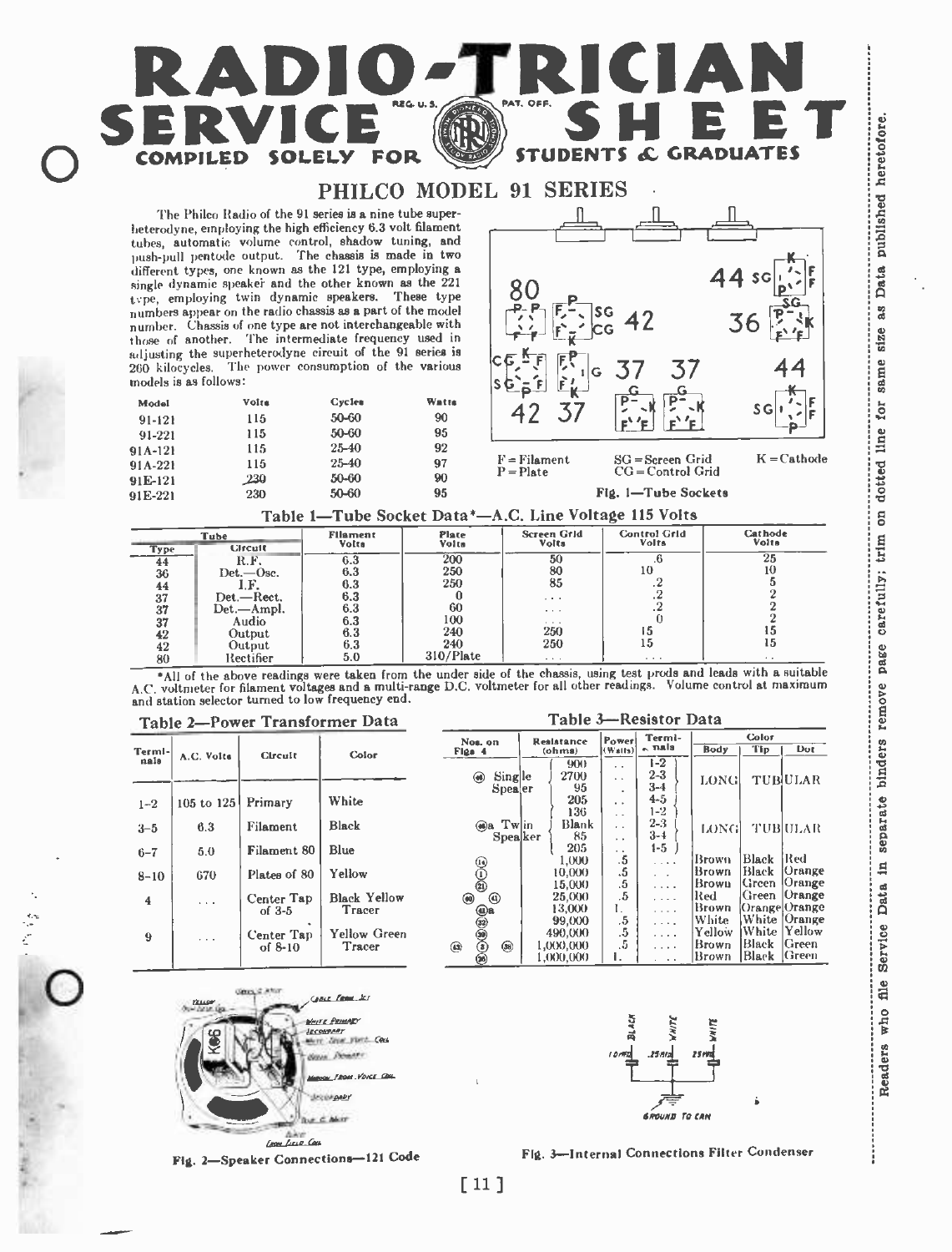# RADIO-TRICIAN SERVICE SHEET

COMPILED SOLELY FOR STUDENTS & GRADUATES

## PHILCO MODEL 91 SERIES

The Philco Radio of the 91 series is a nine tube superheterodyne, employing the high efficiency 6.3 volt filament tubes, automatic volume control, shadow tuning, and push-pull pentode output. The chassis is made in two different types, one known as the 121 type, employing a single dynamic speaker and the other known as the 221 type, employing twin dynamic speakers. These type numbers appear on the radio chassis as a part of the model number. Chassis of one type are not interchangeable with those of another. The intermediate frequency used in adjusting the superheterodyne circuit of the 91 series is 260 kilocycles. The power consumption of the various models is as follows:

| Model | Volts | Cycles | Watts |
|---|---|---|---|
| 91-121 | 115 | 50-60 | 90 |
| 91-221 | 115 | 50-60 | 95 |
| 91A-121 | 115 | 25-40 | 92 |
| 91A-221 | 115 | 25-40 | 97 |
| 91E-121 | 230 | 50-60 | 90 |
| 91E-221 | 230 | 50-60 | 95 |

F = Filament  P = Plate  SG = Screen Grid  CG = Control Grid  K = Cathode

Fig. 1—Tube Sockets

### Table 1—Tube Socket Data*—A.C. Line Voltage 115 Volts

| Tube Type | Tube Circuit | Filament Volts | Plate Volts | Screen Grid Volts | Control Grid Volts | Cathode Volts |
|---|---|---|---|---|---|---|
| 44 | R.F. | 6.3 | 200 | 50 | .6 | 25 |
| 36 | Det.—Osc. | 6.3 | 250 | 80 | 10 | 10 |
| 44 | I.F. | 6.3 | 250 | 85 | .2 | 5 |
| 37 | Det.—Rect. | 6.3 | 0 | . . . | .2 | 2 |
| 37 | Det.—Ampl. | 6.3 | 60 | . . . | .2 | 2 |
| 37 | Audio | 6.3 | 100 | . . . | 0 | 2 |
| 42 | Output | 6.3 | 240 | 250 | 15 | 15 |
| 42 | Output | 6.3 | 240 | 250 | 15 | 15 |
| 80 | Rectifier | 5.0 | 310/Plate | . . . | . . . | . . |

*All of the above readings were taken from the under side of the chassis, using test prods and leads with a suitable A.C. voltmeter for filament voltages and a multi-range D.C. voltmeter for all other readings. Volume control at maximum and station selector turned to low frequency end.

### Table 2—Power Transformer Data

| Terminals | A.C. Volts | Circuit | Color |
|---|---|---|---|
| 1-2 | 105 to 125 | Primary | White |
| 3-5 | 6.3 | Filament | Black |
| 6-7 | 5.0 | Filament 80 | Blue |
| 8-10 | 670 | Plates of 80 | Yellow |
| 4 | . . . | Center Tap of 3-5 | Black Yellow Tracer |
| 9 | . . . | Center Tap of 8-10 | Yellow Green Tracer |

### Table 3—Resistor Data

| Nos. on Figs 4 | Resistance (ohms) | Power (Watts) | Terminals | Color Body | Color Tip | Color Dot |
|---|---|---|---|---|---|---|
| (40) Single Speaker | 900 | . . | 1-2 | LONG | TUBULAR | |
| | 2700 | . . | 2-3 | | | |
| | 95 | . | 3-4 | | | |
| | 205 | . . | 4-5 | | | |
| (40)a Twin Speaker | 136 | . . | 1-2 | LONG | TUBULAR | |
| | Blank | . . | 2-3 | | | |
| | 85 | . . | 3-4 | | | |
| | 205 | . . | 1-5 | | | |
| (14) | 1,000 | .5 | . . . . | Brown | Black | Red |
| (1) | 10,000 | .5 | . . | Brown | Black | Orange |
| (21) | 15,000 | .5 | . . . . | Brown | Green | Orange |
| (60) (41) | 25,000 | .5 | . . . . | Red | Green | Orange |
| (40)a | 13,000 | 1. | . . . . | Brown | Orange | Orange |
| (32) | 99,000 | .5 | . . . . | White | White | Orange |
| (30) | 490,000 | .5 | . . . . | Yellow | White | Yellow |
| (43) (2) (36) | 1,000,000 | .5 | . . . . | Brown | Black | Green |
| (36) | 1,000,000 | 1. | . . . | Brown | Black | Green |

Fig. 2—Speaker Connections—121 Code

Fig. 3—Internal Connections Filter Condenser

Readers who file Service Data in separate binders remove page carefully; trim on dotted line for same size as Data published heretofore.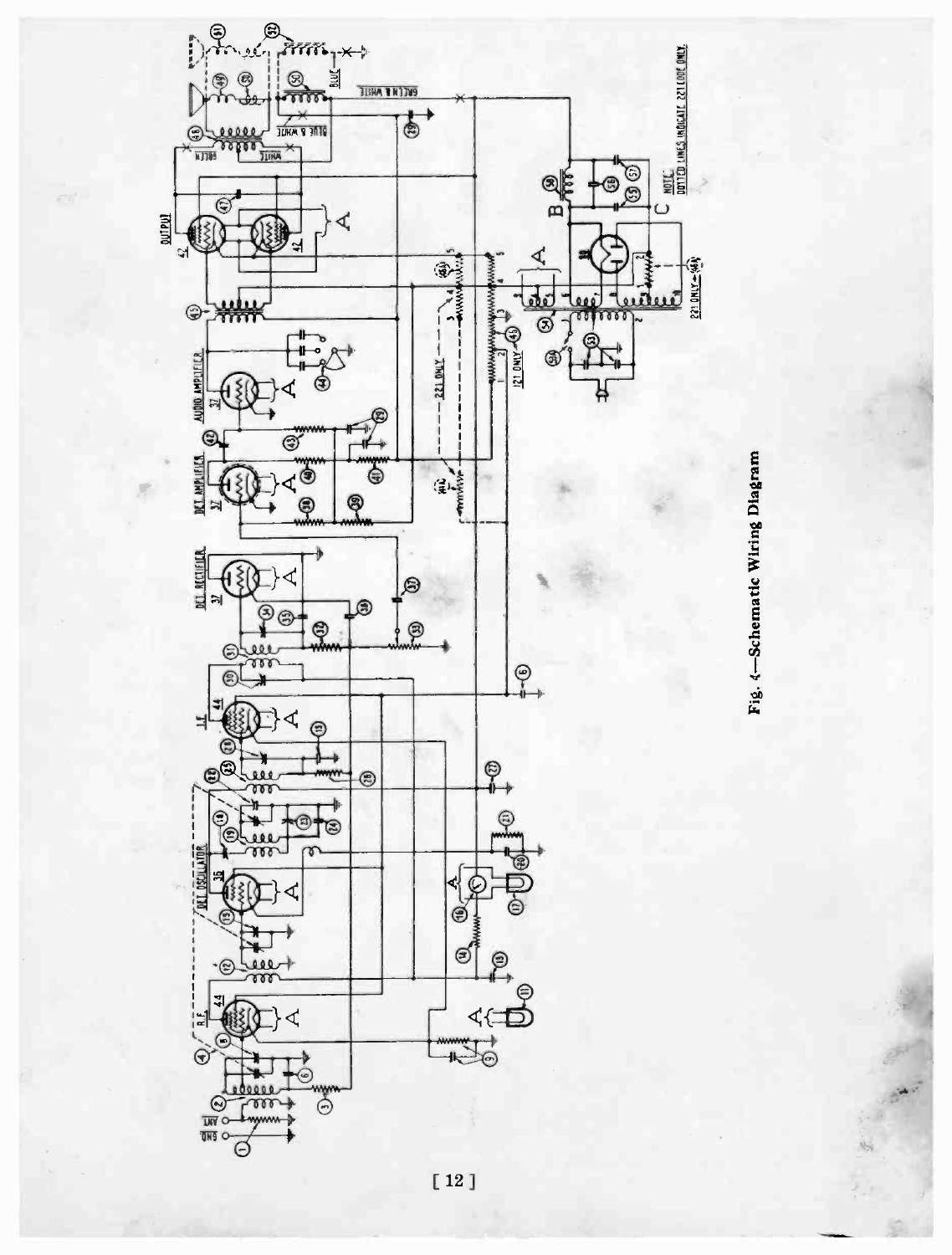Fig. 4—Schematic Wiring Diagram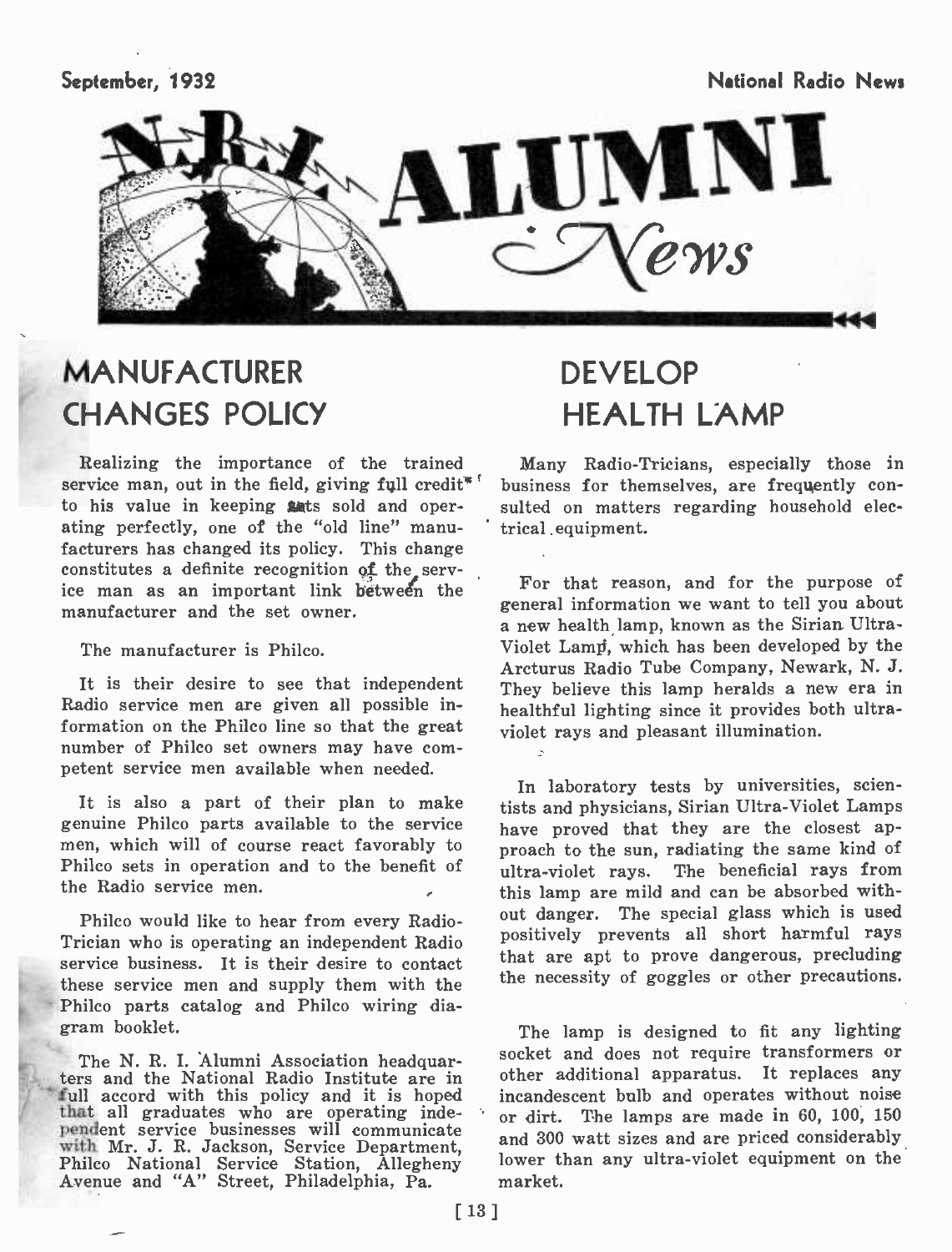# N.R.I. ALUMNI News

## MANUFACTURER CHANGES POLICY

Realizing the importance of the trained service man, out in the field, giving full credit to his value in keeping sets sold and operating perfectly, one of the "old line" manufacturers has changed its policy. This change constitutes a definite recognition of the service man as an important link between the manufacturer and the set owner.

The manufacturer is Philco.

It is their desire to see that independent Radio service men are given all possible information on the Philco line so that the great number of Philco set owners may have competent service men available when needed.

It is also a part of their plan to make genuine Philco parts available to the service men, which will of course react favorably to Philco sets in operation and to the benefit of the Radio service men.

Philco would like to hear from every Radio-Trician who is operating an independent Radio service business. It is their desire to contact these service men and supply them with the Philco parts catalog and Philco wiring diagram booklet.

The N. R. I. Alumni Association headquarters and the National Radio Institute are in full accord with this policy and it is hoped that all graduates who are operating independent service businesses will communicate with Mr. J. R. Jackson, Service Department, Philco National Service Station, Allegheny Avenue and "A" Street, Philadelphia, Pa.

## DEVELOP HEALTH LAMP

Many Radio-Tricians, especially those in business for themselves, are frequently consulted on matters regarding household electrical equipment.

For that reason, and for the purpose of general information we want to tell you about a new health lamp, known as the Sirian Ultra-Violet Lamp, which has been developed by the Arcturus Radio Tube Company, Newark, N. J. They believe this lamp heralds a new era in healthful lighting since it provides both ultra-violet rays and pleasant illumination.

In laboratory tests by universities, scientists and physicians, Sirian Ultra-Violet Lamps have proved that they are the closest approach to the sun, radiating the same kind of ultra-violet rays. The beneficial rays from this lamp are mild and can be absorbed without danger. The special glass which is used positively prevents all short harmful rays that are apt to prove dangerous, precluding the necessity of goggles or other precautions.

The lamp is designed to fit any lighting socket and does not require transformers or other additional apparatus. It replaces any incandescent bulb and operates without noise or dirt. The lamps are made in 60, 100, 150 and 300 watt sizes and are priced considerably lower than any ultra-violet equipment on the market.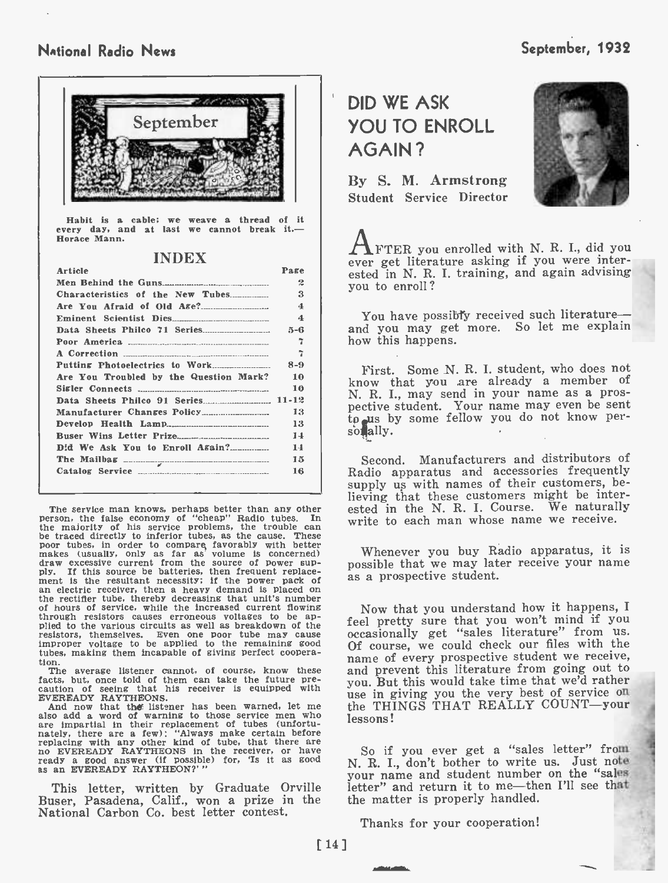September

Habit is a cable; we weave a thread of it every day, and at last we cannot break it.—Horace Mann.

## INDEX

| Article | Page |
|---|---|
| Men Behind the Guns | 2 |
| Characteristics of the New Tubes | 3 |
| Are You Afraid of Old Age? | 4 |
| Eminent Scientist Dies | 4 |
| Data Sheets Philco 71 Series | 5-6 |
| Poor America | 7 |
| A Correction | 7 |
| Putting Photoelectrics to Work | 8-9 |
| Are You Troubled by the Question Mark? | 10 |
| Sigler Connects | 10 |
| Data Sheets Philco 91 Series | 11-12 |
| Manufacturer Changes Policy | 13 |
| Develop Health Lamp | 13 |
| Buser Wins Letter Prize | 14 |
| Did We Ask You to Enroll Again? | 14 |
| The Mailbag | 15 |
| Catalog Service | 16 |

The service man knows, perhaps better than any other person, the false economy of "cheap" Radio tubes. In the majority of his service problems, the trouble can be traced directly to inferior tubes, as the cause. These poor tubes, in order to compare favorably with better makes (usually, only as far as volume is concerned) draw excessive current from the source of power supply. If this source be batteries, then frequent replacement is the resultant necessity; if the power pack of an electric receiver, then a heavy demand is placed on the rectifier tube, thereby decreasing that unit's number of hours of service, while the increased current flowing through resistors causes erroneous voltages to be applied to the various circuits as well as breakdown of the resistors, themselves. Even one poor tube may cause improper voltage to be applied to the remaining good tubes, making them incapable of giving perfect cooperation.

The average listener cannot, of course, know these facts, but, once told of them can take the future precaution of seeing that his receiver is equipped with EVEREADY RAYTHEONS.

And now that the listener has been warned, let me also add a word of warning to those service men who are impartial in their replacement of tubes (unfortunately, there are a few): "Always make certain before replacing with any other kind of tube, that there are no EVEREADY RAYTHEONS in the receiver, or have ready a good answer (if possible) for, 'Is it as good as an EVEREADY RAYTHEON?' "

This letter, written by Graduate Orville Buser, Pasadena, Calif., won a prize in the National Carbon Co. best letter contest.

# DID WE ASK YOU TO ENROLL AGAIN?

**By S. M. Armstrong**
**Student Service Director**

After you enrolled with N. R. I., did you ever get literature asking if you were interested in N. R. I. training, and again advising you to enroll?

You have possibly received such literature—and you may get more. So let me explain how this happens.

First. Some N. R. I. student, who does not know that you are already a member of N. R. I., may send in your name as a prospective student. Your name may even be sent to us by some fellow you do not know personally.

Second. Manufacturers and distributors of Radio apparatus and accessories frequently supply us with names of their customers, believing that these customers might be interested in the N. R. I. Course. We naturally write to each man whose name we receive.

Whenever you buy Radio apparatus, it is possible that we may later receive your name as a prospective student.

Now that you understand how it happens, I feel pretty sure that you won't mind if you occasionally get "sales literature" from us. Of course, we could check our files with the name of every prospective student we receive, and prevent this literature from going out to you. But this would take time that we'd rather use in giving you the very best of service on the THINGS THAT REALLY COUNT—your lessons!

So if you ever get a "sales letter" from N. R. I., don't bother to write us. Just note your name and student number on the "sales letter" and return it to me—then I'll see that the matter is properly handled.

Thanks for your cooperation!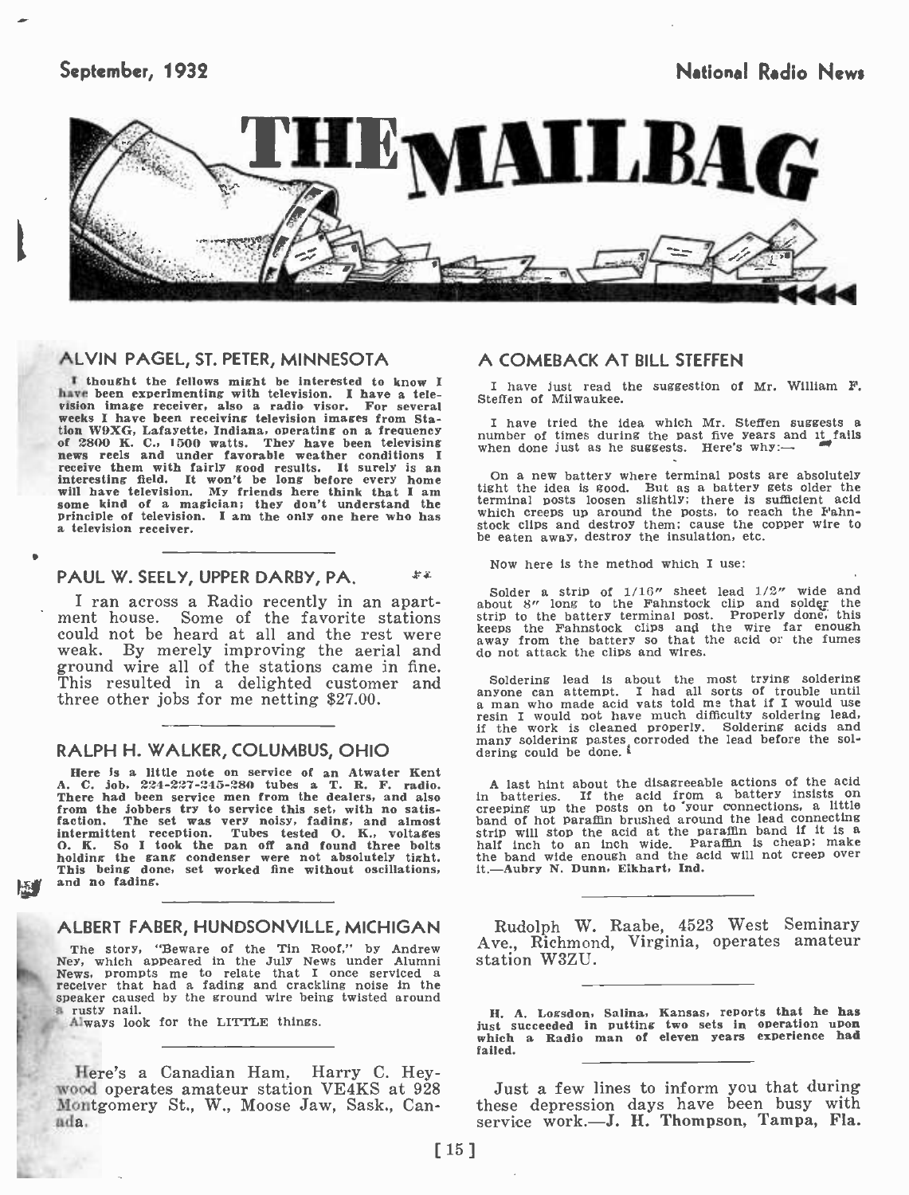# THE MAILBAG

## ALVIN PAGEL, ST. PETER, MINNESOTA

I thought the fellows might be interested to know I have been experimenting with television. I have a television image receiver, also a radio visor. For several weeks I have been receiving television images from Station W9XG, Lafayette, Indiana, operating on a frequency of 2800 K. C., 1500 watts. They have been televising news reels and under favorable weather conditions I receive them with fairly good results. It surely is an interesting field. It won't be long before every home will have television. My friends here think that I am some kind of a magician; they don't understand the principle of television. I am the only one here who has a television receiver.

## PAUL W. SEELY, UPPER DARBY, PA.

I ran across a Radio recently in an apartment house. Some of the favorite stations could not be heard at all and the rest were weak. By merely improving the aerial and ground wire all of the stations came in fine. This resulted in a delighted customer and three other jobs for me netting $27.00.

## RALPH H. WALKER, COLUMBUS, OHIO

Here is a little note on service of an Atwater Kent A. C. job, 224-227-245-280 tubes a T. R. F. radio. There had been service men from the dealers, and also from the jobbers try to service this set, with no satisfaction. The set was very noisy, fading, and almost intermittent reception. Tubes tested O. K., voltages O. K. So I took the pan off and found three bolts holding the gang condenser were not absolutely tight. This being done, set worked fine without oscillations, and no fading.

## ALBERT FABER, HUNDSONVILLE, MICHIGAN

The story, "Beware of the Tin Roof," by Andrew Ney, which appeared in the July News under Alumni News, prompts me to relate that I once serviced a receiver that had a fading and crackling noise in the speaker caused by the ground wire being twisted around a rusty nail.

Always look for the LITTLE things.

Here's a Canadian Ham, Harry C. Heywood operates amateur station VE4KS at 928 Montgomery St., W., Moose Jaw, Sask., Canada.

## A COMEBACK AT BILL STEFFEN

I have just read the suggestion of Mr. William F. Steffen of Milwaukee.

I have tried the idea which Mr. Steffen suggests a number of times during the past five years and it fails when done just as he suggests. Here's why:—

On a new battery where terminal posts are absolutely tight the idea is good. But as a battery gets older the terminal posts loosen slightly; there is sufficient acid which creeps up around the posts, to reach the Fahnstock clips and destroy them; cause the copper wire to be eaten away, destroy the insulation, etc.

Now here is the method which I use:

Solder a strip of 1/16" sheet lead 1/2" wide and about 8" long to the Fahnstock clip and solder the strip to the battery terminal post. Properly done, this keeps the Fahnstock clips and the wire far enough away from the battery so that the acid or the fumes do not attack the clips and wires.

Soldering lead is about the most trying soldering anyone can attempt. I had all sorts of trouble until a man who made acid vats told me that if I would use resin I would not have much difficulty soldering lead, if the work is cleaned properly. Soldering acids and many soldering pastes corroded the lead before the soldering could be done.

A last hint about the disagreeable actions of the acid in batteries. If the acid from a battery insists on creeping up the posts on to your connections, a little band of hot paraffin brushed around the lead connecting strip will stop the acid at the paraffin band if it is a half inch to an inch wide. Paraffin is cheap; make the band wide enough and the acid will not creep over it.—Aubry N. Dunn, Elkhart, Ind.

Rudolph W. Raabe, 4523 West Seminary Ave., Richmond, Virginia, operates amateur station W3ZU.

H. A. Logsdon, Salina, Kansas, reports that he has just succeeded in putting two sets in operation upon which a Radio man of eleven years experience had failed.

Just a few lines to inform you that during these depression days have been busy with service work.—J. H. Thompson, Tampa, Fla.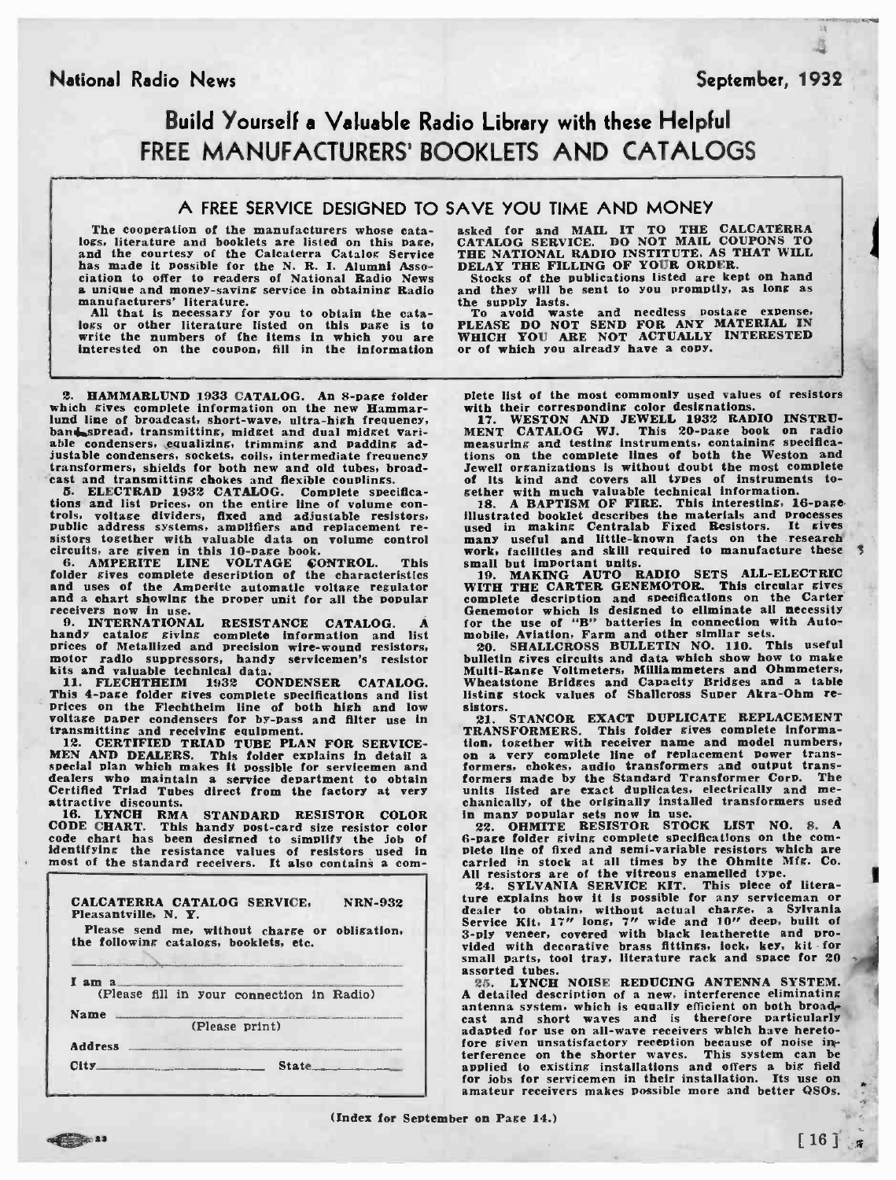# Build Yourself a Valuable Radio Library with these Helpful FREE MANUFACTURERS' BOOKLETS AND CATALOGS

## A FREE SERVICE DESIGNED TO SAVE YOU TIME AND MONEY

The cooperation of the manufacturers whose catalogs, literature and booklets are listed on this page, and the courtesy of the Calcaterra Catalog Service has made it possible for the N. R. I. Alumni Association to offer to readers of National Radio News a unique and money-saving service in obtaining Radio manufacturers' literature.

All that is necessary for you to obtain the catalogs or other literature listed on this page is to write the numbers of the items in which you are interested on the coupon, fill in the information asked for and MAIL IT TO THE CALCATERRA CATALOG SERVICE. DO NOT MAIL COUPONS TO THE NATIONAL RADIO INSTITUTE, AS THAT WILL DELAY THE FILLING OF YOUR ORDER.

Stocks of the publications listed are kept on hand and they will be sent to you promptly, as long as the supply lasts.

To avoid waste and needless postage expense, PLEASE DO NOT SEND FOR ANY MATERIAL IN WHICH YOU ARE NOT ACTUALLY INTERESTED or of which you already have a copy.

**2. HAMMARLUND 1933 CATALOG.** An 8-page folder which gives complete information on the new Hammarlund line of broadcast, short-wave, ultra-high frequency, band-spread, transmitting, midget and dual midget variable condensers, equalizing, trimming and padding adjustable condensers, sockets, coils, intermediate frequency transformers, shields for both new and old tubes, broadcast and transmitting chokes and flexible couplings.

**5. ELECTRAD 1932 CATALOG.** Complete specifications and list prices, on the entire line of volume controls, voltage dividers, fixed and adjustable resistors, public address systems, amplifiers and replacement resistors together with valuable data on volume control circuits, are given in this 10-page book.

**6. AMPERITE LINE VOLTAGE CONTROL.** This folder gives complete description of the characteristics and uses of the Amperite automatic voltage regulator and a chart showing the proper unit for all the popular receivers now in use.

**9. INTERNATIONAL RESISTANCE CATALOG.** A handy catalog giving complete information and list prices of Metallized and precision wire-wound resistors, motor radio suppressors, handy servicemen's resistor kits and valuable technical data.

**11. FLECHTHEIM 1932 CONDENSER CATALOG.** This 4-page folder gives complete specifications and list prices on the Flechtheim line of both high and low voltage paper condensers for by-pass and filter use in transmitting and receiving equipment.

**12. CERTIFIED TRIAD TUBE PLAN FOR SERVICEMEN AND DEALERS.** This folder explains in detail a special plan which makes it possible for servicemen and dealers who maintain a service department to obtain Certified Triad Tubes direct from the factory at very attractive discounts.

**16. LYNCH RMA STANDARD RESISTOR COLOR CODE CHART.** This handy post-card size resistor color code chart has been designed to simplify the job of identifying the resistance values of resistors used in most of the standard receivers. It also contains a complete list of the most commonly used values of resistors with their corresponding color designations.

**17. WESTON AND JEWELL 1932 RADIO INSTRUMENT CATALOG WJ.** This 20-page book on radio measuring and testing instruments, containing specifications on the complete lines of both the Weston and Jewell organizations is without doubt the most complete of its kind and covers all types of instruments together with much valuable technical information.

**18. A BAPTISM OF FIRE.** This interesting, 16-page illustrated booklet describes the materials and processes used in making Centralab Fixed Resistors. It gives many useful and little-known facts on the research work, facilities and skill required to manufacture these small but important units.

**19. MAKING AUTO RADIO SETS ALL-ELECTRIC WITH THE CARTER GENEMOTOR.** This circular gives complete description and specifications on the Carter Genemotor which is designed to eliminate all necessity for the use of "B" batteries in connection with Automobile, Aviation, Farm and other similar sets.

**20. SHALLCROSS BULLETIN NO. 110.** This useful bulletin gives circuits and data which show how to make Multi-Range Voltmeters, Milliammeters and Ohmmeters, Wheatstone Bridges and Capacity Bridges and a table listing stock values of Shallcross Super Akra-Ohm resistors.

**21. STANCOR EXACT DUPLICATE REPLACEMENT TRANSFORMERS.** This folder gives complete information, together with receiver name and model numbers, on a very complete line of replacement power transformers, chokes, audio transformers and output transformers made by the Standard Transformer Corp. The units listed are exact duplicates, electrically and mechanically, of the originally installed transformers used in many popular sets now in use.

**22. OHMITE RESISTOR STOCK LIST NO. 8.** A 6-page folder giving complete specifications on the complete line of fixed and semi-variable resistors which are carried in stock at all times by the Ohmite Mfg. Co. All resistors are of the vitreous enamelled type.

**24. SYLVANIA SERVICE KIT.** This piece of literature explains how it is possible for any serviceman or dealer to obtain, without actual charge, a Sylvania Service Kit, 17" long, 7" wide and 10" deep, built of 3-ply veneer, covered with black leatherette and provided with decorative brass fittings, lock, key, kit for small parts, tool tray, literature rack and space for 20 assorted tubes.

**25. LYNCH NOISE REDUCING ANTENNA SYSTEM.** A detailed description of a new, interference eliminating antenna system, which is equally efficient on both broadcast and short waves and is therefore particularly adapted for use on all-wave receivers which have heretofore given unsatisfactory reception because of noise interference on the shorter waves. This system can be applied to existing installations and offers a big field for jobs for servicemen in their installation. Its use on amateur receivers makes possible more and better QSOs.

---

**CALCATERRA CATALOG SERVICE,** NRN-932
Pleasantville, N. Y.

Please send me, without charge or obligation, the following catalogs, booklets, etc.

\_\_\_\_\_\_\_\_\_\_\_\_\_\_\_\_\_\_\_\_\_\_\_\_\_\_\_\_\_\_\_\_

I am a \_\_\_\_\_\_\_\_\_\_\_\_\_\_\_\_\_\_\_\_\_\_\_\_
(Please fill in your connection in Radio)

Name \_\_\_\_\_\_\_\_\_\_\_\_\_\_\_\_\_\_\_\_\_\_\_\_
(Please print)

Address \_\_\_\_\_\_\_\_\_\_\_\_\_\_\_\_\_\_\_\_\_\_\_\_

City \_\_\_\_\_\_\_\_\_\_\_\_\_\_\_\_ State \_\_\_\_\_\_\_\_

---

(Index for September on Page 14.)